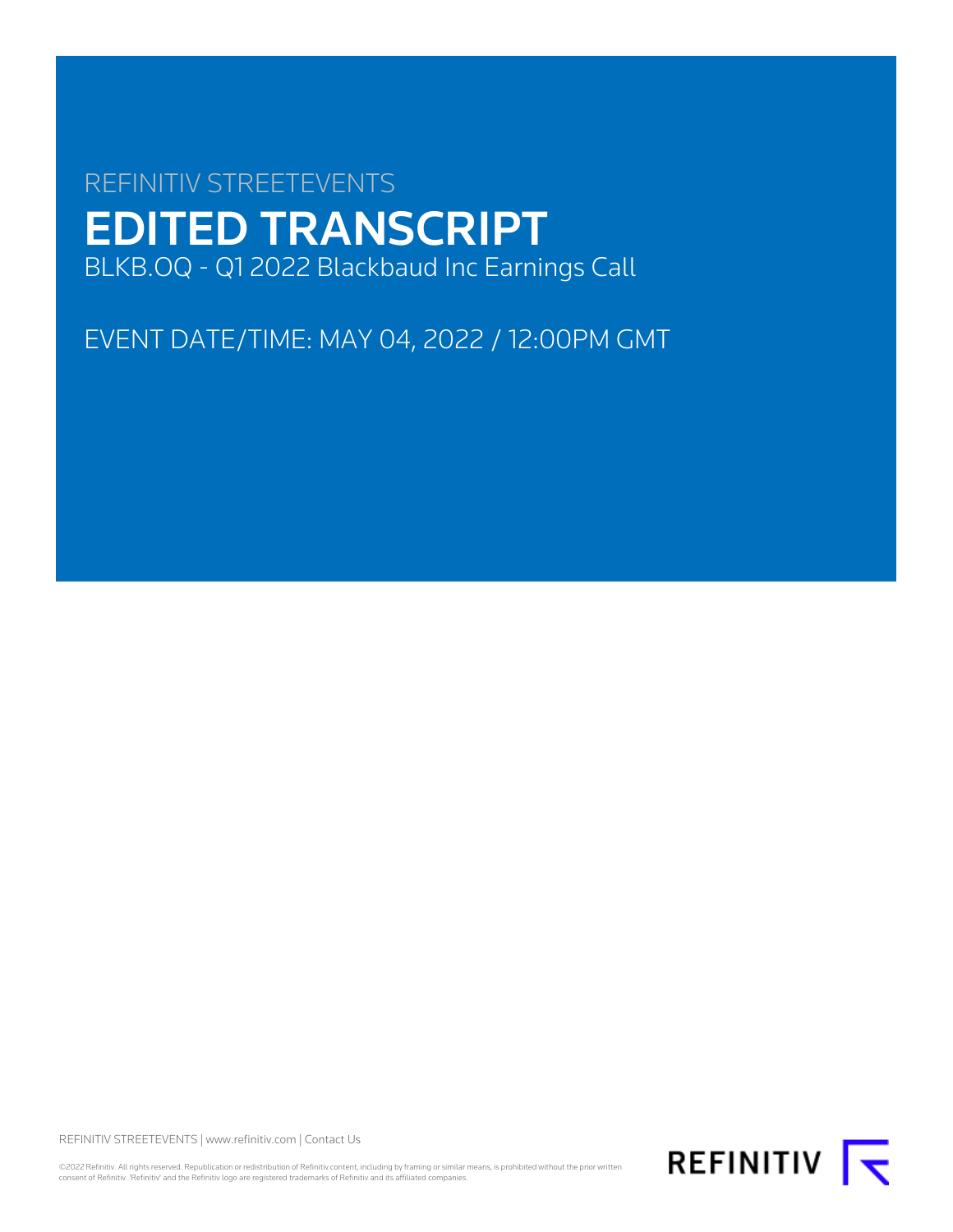REFINITIV STREETEVENTS

# EDITED TRANSCRIPT

BLKB.OQ - Q1 2022 Blackbaud Inc Earnings Call

EVENT DATE/TIME: MAY 04, 2022 / 12:00PM GMT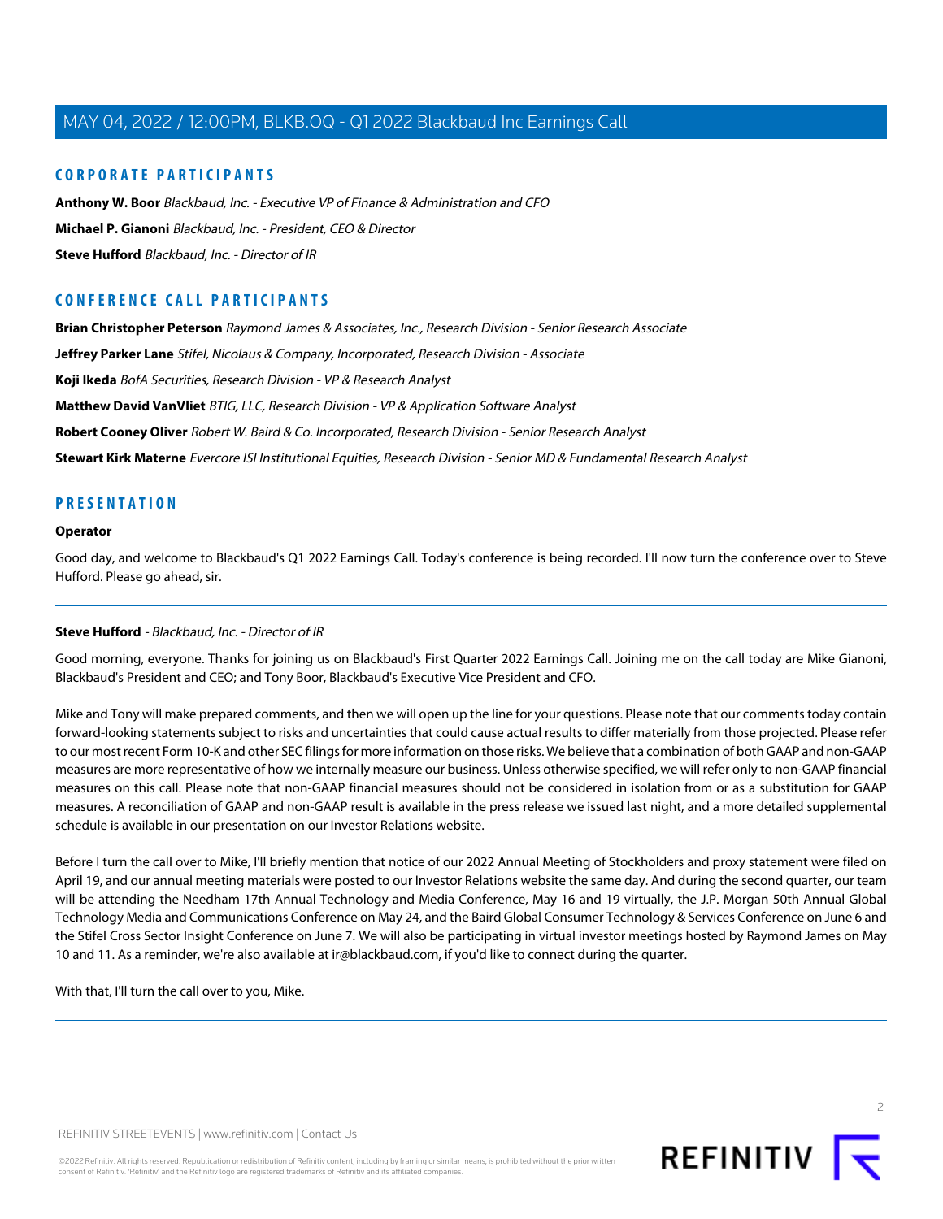## CORPORATE PARTICIPANTS

**Anthony W. Boor** *Blackbaud, Inc. - Executive VP of Finance & Administration and CFO*

**Michael P. Gianoni** *Blackbaud, Inc. - President, CEO & Director*

**Steve Hufford** *Blackbaud, Inc. - Director of IR*

## CONFERENCE CALL PARTICIPANTS

**Brian Christopher Peterson** *Raymond James & Associates, Inc., Research Division - Senior Research Associate*

**Jeffrey Parker Lane** *Stifel, Nicolaus & Company, Incorporated, Research Division - Associate*

**Koji Ikeda** *BofA Securities, Research Division - VP & Research Analyst*

**Matthew David VanVliet** *BTIG, LLC, Research Division - VP & Application Software Analyst*

**Robert Cooney Oliver** *Robert W. Baird & Co. Incorporated, Research Division - Senior Research Analyst*

**Stewart Kirk Materne** *Evercore ISI Institutional Equities, Research Division - Senior MD & Fundamental Research Analyst*

## PRESENTATION

**Operator**

Good day, and welcome to Blackbaud's Q1 2022 Earnings Call. Today's conference is being recorded. I'll now turn the conference over to Steve Hufford. Please go ahead, sir.

---

**Steve Hufford** - *Blackbaud, Inc. - Director of IR*

Good morning, everyone. Thanks for joining us on Blackbaud's First Quarter 2022 Earnings Call. Joining me on the call today are Mike Gianoni, Blackbaud's President and CEO; and Tony Boor, Blackbaud's Executive Vice President and CFO.

Mike and Tony will make prepared comments, and then we will open up the line for your questions. Please note that our comments today contain forward-looking statements subject to risks and uncertainties that could cause actual results to differ materially from those projected. Please refer to our most recent Form 10-K and other SEC filings for more information on those risks. We believe that a combination of both GAAP and non-GAAP measures are more representative of how we internally measure our business. Unless otherwise specified, we will refer only to non-GAAP financial measures on this call. Please note that non-GAAP financial measures should not be considered in isolation from or as a substitution for GAAP measures. A reconciliation of GAAP and non-GAAP result is available in the press release we issued last night, and a more detailed supplemental schedule is available in our presentation on our Investor Relations website.

Before I turn the call over to Mike, I'll briefly mention that notice of our 2022 Annual Meeting of Stockholders and proxy statement were filed on April 19, and our annual meeting materials were posted to our Investor Relations website the same day. And during the second quarter, our team will be attending the Needham 17th Annual Technology and Media Conference, May 16 and 19 virtually, the J.P. Morgan 50th Annual Global Technology Media and Communications Conference on May 24, and the Baird Global Consumer Technology & Services Conference on June 6 and the Stifel Cross Sector Insight Conference on June 7. We will also be participating in virtual investor meetings hosted by Raymond James on May 10 and 11. As a reminder, we're also available at ir@blackbaud.com, if you'd like to connect during the quarter.

With that, I'll turn the call over to you, Mike.

---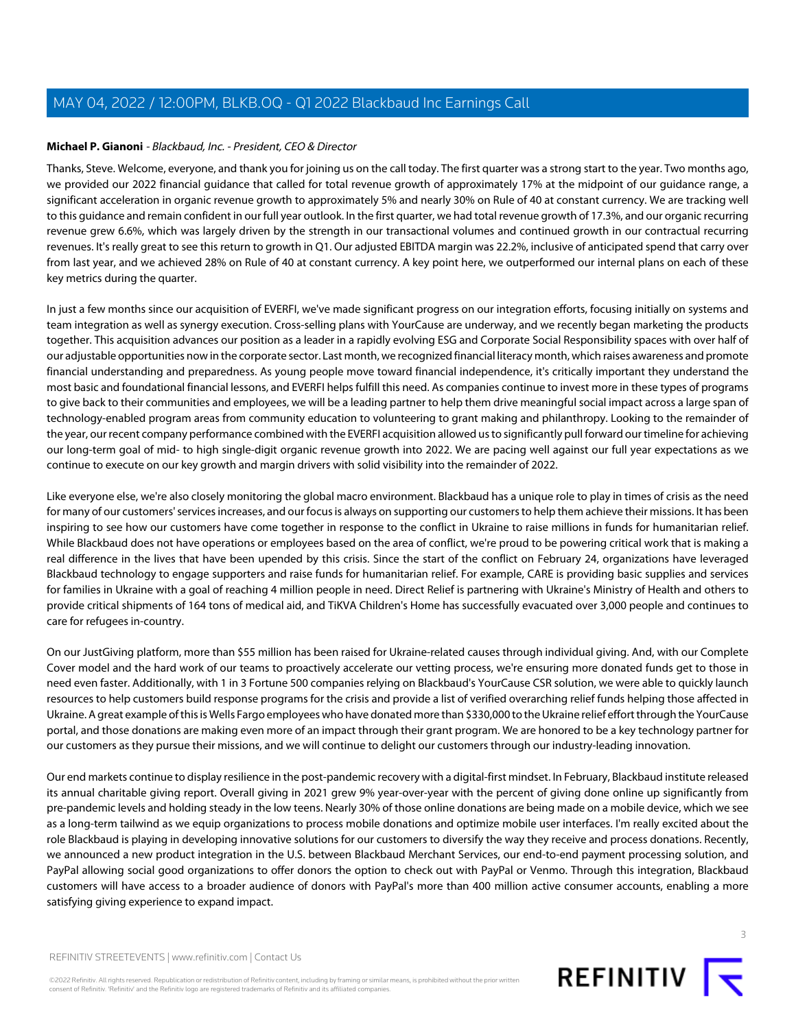**Michael P. Gianoni** - *Blackbaud, Inc. - President, CEO & Director*

Thanks, Steve. Welcome, everyone, and thank you for joining us on the call today. The first quarter was a strong start to the year. Two months ago, we provided our 2022 financial guidance that called for total revenue growth of approximately 17% at the midpoint of our guidance range, a significant acceleration in organic revenue growth to approximately 5% and nearly 30% on Rule of 40 at constant currency. We are tracking well to this guidance and remain confident in our full year outlook. In the first quarter, we had total revenue growth of 17.3%, and our organic recurring revenue grew 6.6%, which was largely driven by the strength in our transactional volumes and continued growth in our contractual recurring revenues. It's really great to see this return to growth in Q1. Our adjusted EBITDA margin was 22.2%, inclusive of anticipated spend that carry over from last year, and we achieved 28% on Rule of 40 at constant currency. A key point here, we outperformed our internal plans on each of these key metrics during the quarter.

In just a few months since our acquisition of EVERFI, we've made significant progress on our integration efforts, focusing initially on systems and team integration as well as synergy execution. Cross-selling plans with YourCause are underway, and we recently began marketing the products together. This acquisition advances our position as a leader in a rapidly evolving ESG and Corporate Social Responsibility spaces with over half of our adjustable opportunities now in the corporate sector. Last month, we recognized financial literacy month, which raises awareness and promote financial understanding and preparedness. As young people move toward financial independence, it's critically important they understand the most basic and foundational financial lessons, and EVERFI helps fulfill this need. As companies continue to invest more in these types of programs to give back to their communities and employees, we will be a leading partner to help them drive meaningful social impact across a large span of technology-enabled program areas from community education to volunteering to grant making and philanthropy. Looking to the remainder of the year, our recent company performance combined with the EVERFI acquisition allowed us to significantly pull forward our timeline for achieving our long-term goal of mid- to high single-digit organic revenue growth into 2022. We are pacing well against our full year expectations as we continue to execute on our key growth and margin drivers with solid visibility into the remainder of 2022.

Like everyone else, we're also closely monitoring the global macro environment. Blackbaud has a unique role to play in times of crisis as the need for many of our customers' services increases, and our focus is always on supporting our customers to help them achieve their missions. It has been inspiring to see how our customers have come together in response to the conflict in Ukraine to raise millions in funds for humanitarian relief. While Blackbaud does not have operations or employees based on the area of conflict, we're proud to be powering critical work that is making a real difference in the lives that have been upended by this crisis. Since the start of the conflict on February 24, organizations have leveraged Blackbaud technology to engage supporters and raise funds for humanitarian relief. For example, CARE is providing basic supplies and services for families in Ukraine with a goal of reaching 4 million people in need. Direct Relief is partnering with Ukraine's Ministry of Health and others to provide critical shipments of 164 tons of medical aid, and TiKVA Children's Home has successfully evacuated over 3,000 people and continues to care for refugees in-country.

On our JustGiving platform, more than $55 million has been raised for Ukraine-related causes through individual giving. And, with our Complete Cover model and the hard work of our teams to proactively accelerate our vetting process, we're ensuring more donated funds get to those in need even faster. Additionally, with 1 in 3 Fortune 500 companies relying on Blackbaud's YourCause CSR solution, we were able to quickly launch resources to help customers build response programs for the crisis and provide a list of verified overarching relief funds helping those affected in Ukraine. A great example of this is Wells Fargo employees who have donated more than $330,000 to the Ukraine relief effort through the YourCause portal, and those donations are making even more of an impact through their grant program. We are honored to be a key technology partner for our customers as they pursue their missions, and we will continue to delight our customers through our industry-leading innovation.

Our end markets continue to display resilience in the post-pandemic recovery with a digital-first mindset. In February, Blackbaud institute released its annual charitable giving report. Overall giving in 2021 grew 9% year-over-year with the percent of giving done online up significantly from pre-pandemic levels and holding steady in the low teens. Nearly 30% of those online donations are being made on a mobile device, which we see as a long-term tailwind as we equip organizations to process mobile donations and optimize mobile user interfaces. I'm really excited about the role Blackbaud is playing in developing innovative solutions for our customers to diversify the way they receive and process donations. Recently, we announced a new product integration in the U.S. between Blackbaud Merchant Services, our end-to-end payment processing solution, and PayPal allowing social good organizations to offer donors the option to check out with PayPal or Venmo. Through this integration, Blackbaud customers will have access to a broader audience of donors with PayPal's more than 400 million active consumer accounts, enabling a more satisfying giving experience to expand impact.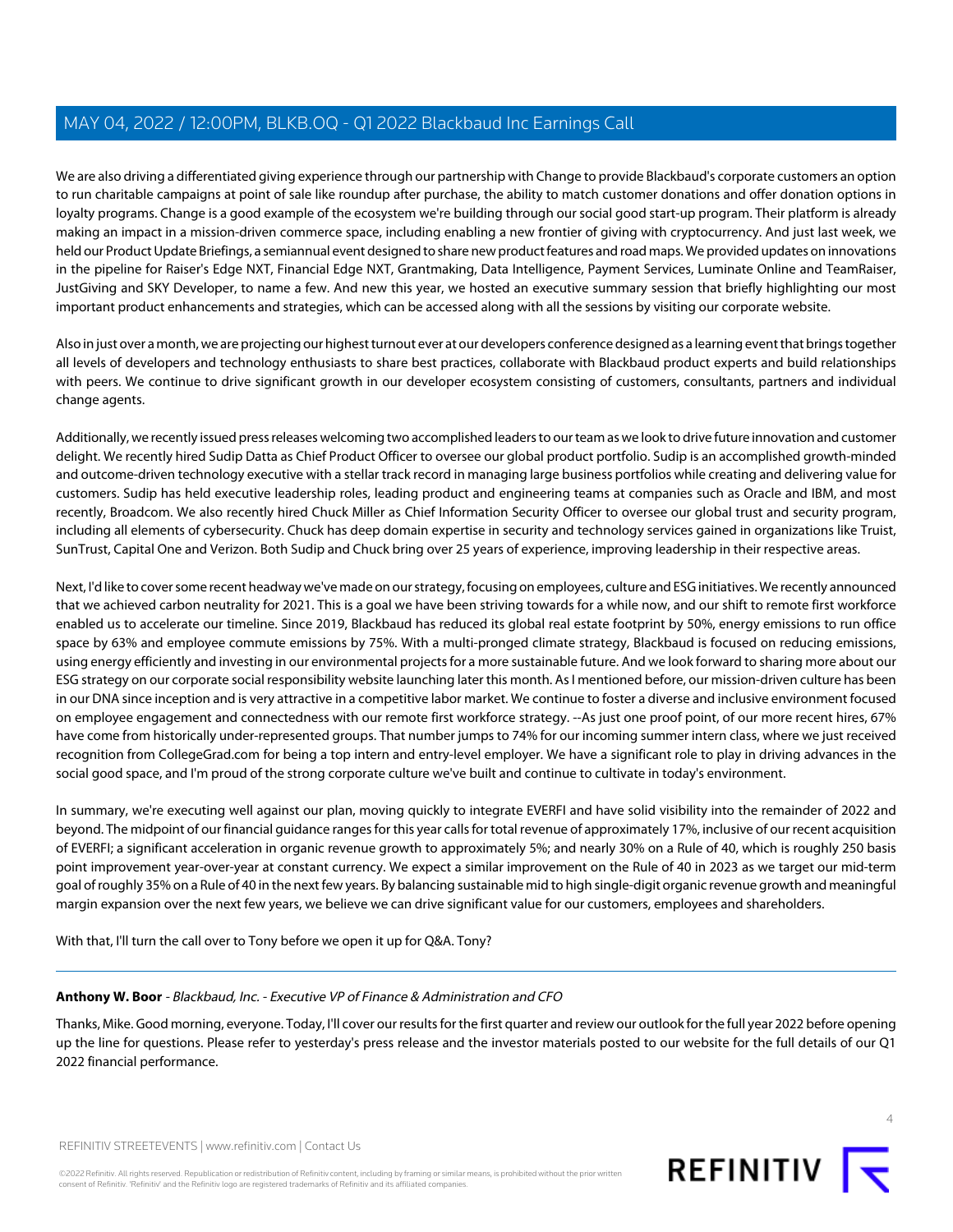We are also driving a differentiated giving experience through our partnership with Change to provide Blackbaud's corporate customers an option to run charitable campaigns at point of sale like roundup after purchase, the ability to match customer donations and offer donation options in loyalty programs. Change is a good example of the ecosystem we're building through our social good start-up program. Their platform is already making an impact in a mission-driven commerce space, including enabling a new frontier of giving with cryptocurrency. And just last week, we held our Product Update Briefings, a semiannual event designed to share new product features and road maps. We provided updates on innovations in the pipeline for Raiser's Edge NXT, Financial Edge NXT, Grantmaking, Data Intelligence, Payment Services, Luminate Online and TeamRaiser, JustGiving and SKY Developer, to name a few. And new this year, we hosted an executive summary session that briefly highlighting our most important product enhancements and strategies, which can be accessed along with all the sessions by visiting our corporate website.

Also in just over a month, we are projecting our highest turnout ever at our developers conference designed as a learning event that brings together all levels of developers and technology enthusiasts to share best practices, collaborate with Blackbaud product experts and build relationships with peers. We continue to drive significant growth in our developer ecosystem consisting of customers, consultants, partners and individual change agents.

Additionally, we recently issued press releases welcoming two accomplished leaders to our team as we look to drive future innovation and customer delight. We recently hired Sudip Datta as Chief Product Officer to oversee our global product portfolio. Sudip is an accomplished growth-minded and outcome-driven technology executive with a stellar track record in managing large business portfolios while creating and delivering value for customers. Sudip has held executive leadership roles, leading product and engineering teams at companies such as Oracle and IBM, and most recently, Broadcom. We also recently hired Chuck Miller as Chief Information Security Officer to oversee our global trust and security program, including all elements of cybersecurity. Chuck has deep domain expertise in security and technology services gained in organizations like Truist, SunTrust, Capital One and Verizon. Both Sudip and Chuck bring over 25 years of experience, improving leadership in their respective areas.

Next, I'd like to cover some recent headway we've made on our strategy, focusing on employees, culture and ESG initiatives. We recently announced that we achieved carbon neutrality for 2021. This is a goal we have been striving towards for a while now, and our shift to remote first workforce enabled us to accelerate our timeline. Since 2019, Blackbaud has reduced its global real estate footprint by 50%, energy emissions to run office space by 63% and employee commute emissions by 75%. With a multi-pronged climate strategy, Blackbaud is focused on reducing emissions, using energy efficiently and investing in our environmental projects for a more sustainable future. And we look forward to sharing more about our ESG strategy on our corporate social responsibility website launching later this month. As I mentioned before, our mission-driven culture has been in our DNA since inception and is very attractive in a competitive labor market. We continue to foster a diverse and inclusive environment focused on employee engagement and connectedness with our remote first workforce strategy. --As just one proof point, of our more recent hires, 67% have come from historically under-represented groups. That number jumps to 74% for our incoming summer intern class, where we just received recognition from CollegeGrad.com for being a top intern and entry-level employer. We have a significant role to play in driving advances in the social good space, and I'm proud of the strong corporate culture we've built and continue to cultivate in today's environment.

In summary, we're executing well against our plan, moving quickly to integrate EVERFI and have solid visibility into the remainder of 2022 and beyond. The midpoint of our financial guidance ranges for this year calls for total revenue of approximately 17%, inclusive of our recent acquisition of EVERFI; a significant acceleration in organic revenue growth to approximately 5%; and nearly 30% on a Rule of 40, which is roughly 250 basis point improvement year-over-year at constant currency. We expect a similar improvement on the Rule of 40 in 2023 as we target our mid-term goal of roughly 35% on a Rule of 40 in the next few years. By balancing sustainable mid to high single-digit organic revenue growth and meaningful margin expansion over the next few years, we believe we can drive significant value for our customers, employees and shareholders.

With that, I'll turn the call over to Tony before we open it up for Q&A. Tony?

---

**Anthony W. Boor** - *Blackbaud, Inc. - Executive VP of Finance & Administration and CFO*

Thanks, Mike. Good morning, everyone. Today, I'll cover our results for the first quarter and review our outlook for the full year 2022 before opening up the line for questions. Please refer to yesterday's press release and the investor materials posted to our website for the full details of our Q1 2022 financial performance.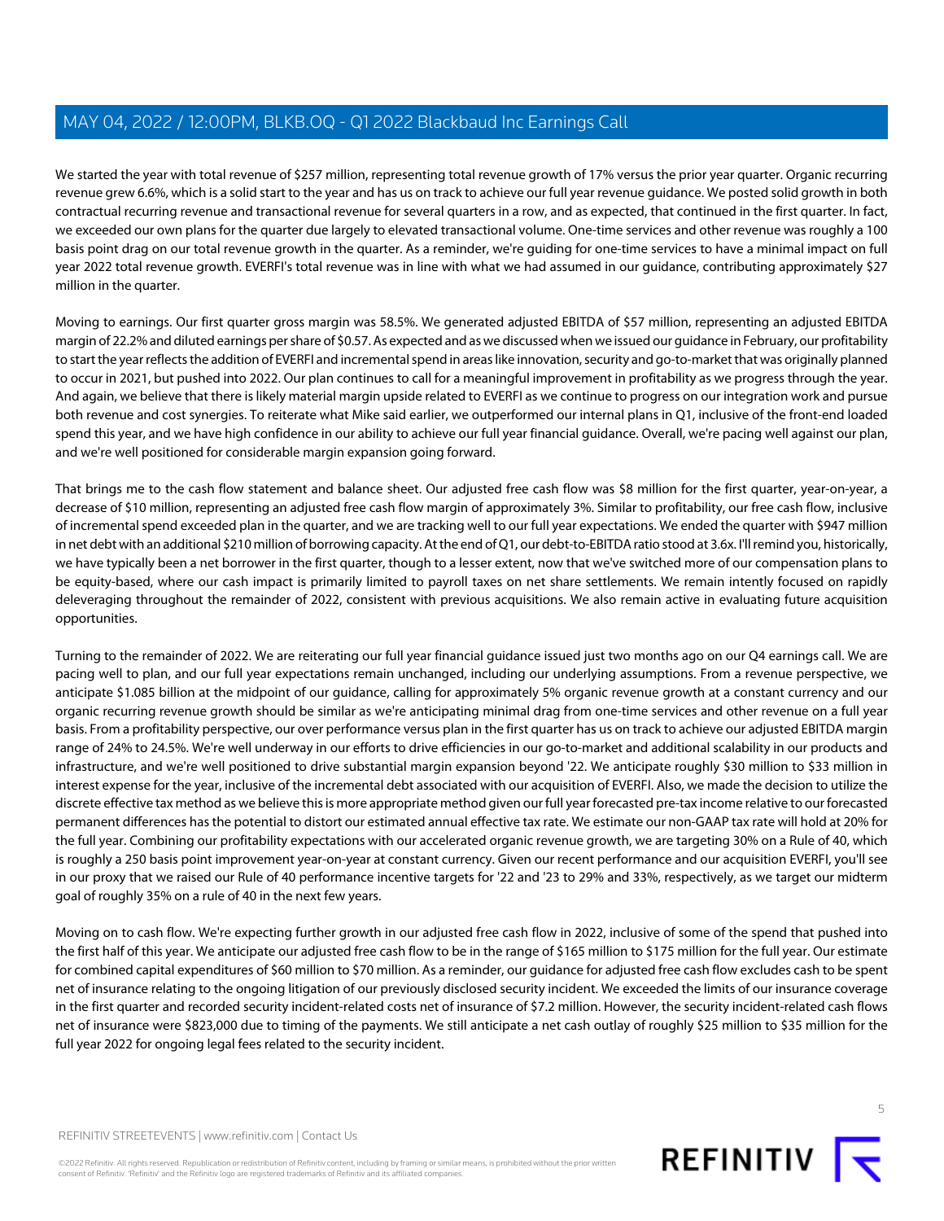We started the year with total revenue of $257 million, representing total revenue growth of 17% versus the prior year quarter. Organic recurring revenue grew 6.6%, which is a solid start to the year and has us on track to achieve our full year revenue guidance. We posted solid growth in both contractual recurring revenue and transactional revenue for several quarters in a row, and as expected, that continued in the first quarter. In fact, we exceeded our own plans for the quarter due largely to elevated transactional volume. One-time services and other revenue was roughly a 100 basis point drag on our total revenue growth in the quarter. As a reminder, we're guiding for one-time services to have a minimal impact on full year 2022 total revenue growth. EVERFI's total revenue was in line with what we had assumed in our guidance, contributing approximately $27 million in the quarter.

Moving to earnings. Our first quarter gross margin was 58.5%. We generated adjusted EBITDA of $57 million, representing an adjusted EBITDA margin of 22.2% and diluted earnings per share of $0.57. As expected and as we discussed when we issued our guidance in February, our profitability to start the year reflects the addition of EVERFI and incremental spend in areas like innovation, security and go-to-market that was originally planned to occur in 2021, but pushed into 2022. Our plan continues to call for a meaningful improvement in profitability as we progress through the year. And again, we believe that there is likely material margin upside related to EVERFI as we continue to progress on our integration work and pursue both revenue and cost synergies. To reiterate what Mike said earlier, we outperformed our internal plans in Q1, inclusive of the front-end loaded spend this year, and we have high confidence in our ability to achieve our full year financial guidance. Overall, we're pacing well against our plan, and we're well positioned for considerable margin expansion going forward.

That brings me to the cash flow statement and balance sheet. Our adjusted free cash flow was $8 million for the first quarter, year-on-year, a decrease of $10 million, representing an adjusted free cash flow margin of approximately 3%. Similar to profitability, our free cash flow, inclusive of incremental spend exceeded plan in the quarter, and we are tracking well to our full year expectations. We ended the quarter with $947 million in net debt with an additional $210 million of borrowing capacity. At the end of Q1, our debt-to-EBITDA ratio stood at 3.6x. I'll remind you, historically, we have typically been a net borrower in the first quarter, though to a lesser extent, now that we've switched more of our compensation plans to be equity-based, where our cash impact is primarily limited to payroll taxes on net share settlements. We remain intently focused on rapidly deleveraging throughout the remainder of 2022, consistent with previous acquisitions. We also remain active in evaluating future acquisition opportunities.

Turning to the remainder of 2022. We are reiterating our full year financial guidance issued just two months ago on our Q4 earnings call. We are pacing well to plan, and our full year expectations remain unchanged, including our underlying assumptions. From a revenue perspective, we anticipate $1.085 billion at the midpoint of our guidance, calling for approximately 5% organic revenue growth at a constant currency and our organic recurring revenue growth should be similar as we're anticipating minimal drag from one-time services and other revenue on a full year basis. From a profitability perspective, our over performance versus plan in the first quarter has us on track to achieve our adjusted EBITDA margin range of 24% to 24.5%. We're well underway in our efforts to drive efficiencies in our go-to-market and additional scalability in our products and infrastructure, and we're well positioned to drive substantial margin expansion beyond '22. We anticipate roughly $30 million to $33 million in interest expense for the year, inclusive of the incremental debt associated with our acquisition of EVERFI. Also, we made the decision to utilize the discrete effective tax method as we believe this is more appropriate method given our full year forecasted pre-tax income relative to our forecasted permanent differences has the potential to distort our estimated annual effective tax rate. We estimate our non-GAAP tax rate will hold at 20% for the full year. Combining our profitability expectations with our accelerated organic revenue growth, we are targeting 30% on a Rule of 40, which is roughly a 250 basis point improvement year-on-year at constant currency. Given our recent performance and our acquisition EVERFI, you'll see in our proxy that we raised our Rule of 40 performance incentive targets for '22 and '23 to 29% and 33%, respectively, as we target our midterm goal of roughly 35% on a rule of 40 in the next few years.

Moving on to cash flow. We're expecting further growth in our adjusted free cash flow in 2022, inclusive of some of the spend that pushed into the first half of this year. We anticipate our adjusted free cash flow to be in the range of $165 million to $175 million for the full year. Our estimate for combined capital expenditures of $60 million to $70 million. As a reminder, our guidance for adjusted free cash flow excludes cash to be spent net of insurance relating to the ongoing litigation of our previously disclosed security incident. We exceeded the limits of our insurance coverage in the first quarter and recorded security incident-related costs net of insurance of $7.2 million. However, the security incident-related cash flows net of insurance were $823,000 due to timing of the payments. We still anticipate a net cash outlay of roughly $25 million to $35 million for the full year 2022 for ongoing legal fees related to the security incident.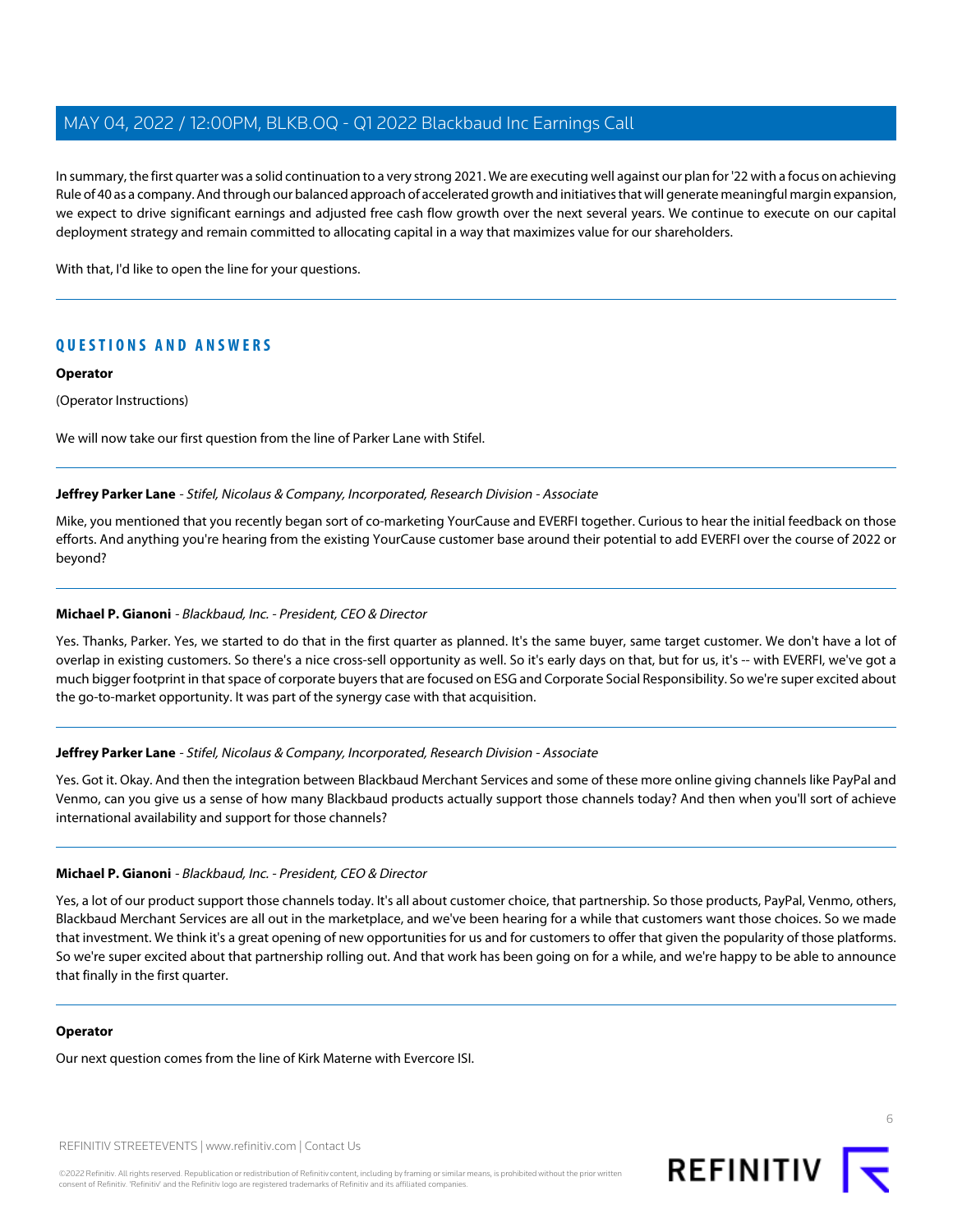In summary, the first quarter was a solid continuation to a very strong 2021. We are executing well against our plan for '22 with a focus on achieving Rule of 40 as a company. And through our balanced approach of accelerated growth and initiatives that will generate meaningful margin expansion, we expect to drive significant earnings and adjusted free cash flow growth over the next several years. We continue to execute on our capital deployment strategy and remain committed to allocating capital in a way that maximizes value for our shareholders.

With that, I'd like to open the line for your questions.

## QUESTIONS AND ANSWERS

**Operator**

(Operator Instructions)

We will now take our first question from the line of Parker Lane with Stifel.

**Jeffrey Parker Lane** - *Stifel, Nicolaus & Company, Incorporated, Research Division - Associate*

Mike, you mentioned that you recently began sort of co-marketing YourCause and EVERFI together. Curious to hear the initial feedback on those efforts. And anything you're hearing from the existing YourCause customer base around their potential to add EVERFI over the course of 2022 or beyond?

**Michael P. Gianoni** - *Blackbaud, Inc. - President, CEO & Director*

Yes. Thanks, Parker. Yes, we started to do that in the first quarter as planned. It's the same buyer, same target customer. We don't have a lot of overlap in existing customers. So there's a nice cross-sell opportunity as well. So it's early days on that, but for us, it's -- with EVERFI, we've got a much bigger footprint in that space of corporate buyers that are focused on ESG and Corporate Social Responsibility. So we're super excited about the go-to-market opportunity. It was part of the synergy case with that acquisition.

**Jeffrey Parker Lane** - *Stifel, Nicolaus & Company, Incorporated, Research Division - Associate*

Yes. Got it. Okay. And then the integration between Blackbaud Merchant Services and some of these more online giving channels like PayPal and Venmo, can you give us a sense of how many Blackbaud products actually support those channels today? And then when you'll sort of achieve international availability and support for those channels?

**Michael P. Gianoni** - *Blackbaud, Inc. - President, CEO & Director*

Yes, a lot of our product support those channels today. It's all about customer choice, that partnership. So those products, PayPal, Venmo, others, Blackbaud Merchant Services are all out in the marketplace, and we've been hearing for a while that customers want those choices. So we made that investment. We think it's a great opening of new opportunities for us and for customers to offer that given the popularity of those platforms. So we're super excited about that partnership rolling out. And that work has been going on for a while, and we're happy to be able to announce that finally in the first quarter.

**Operator**

Our next question comes from the line of Kirk Materne with Evercore ISI.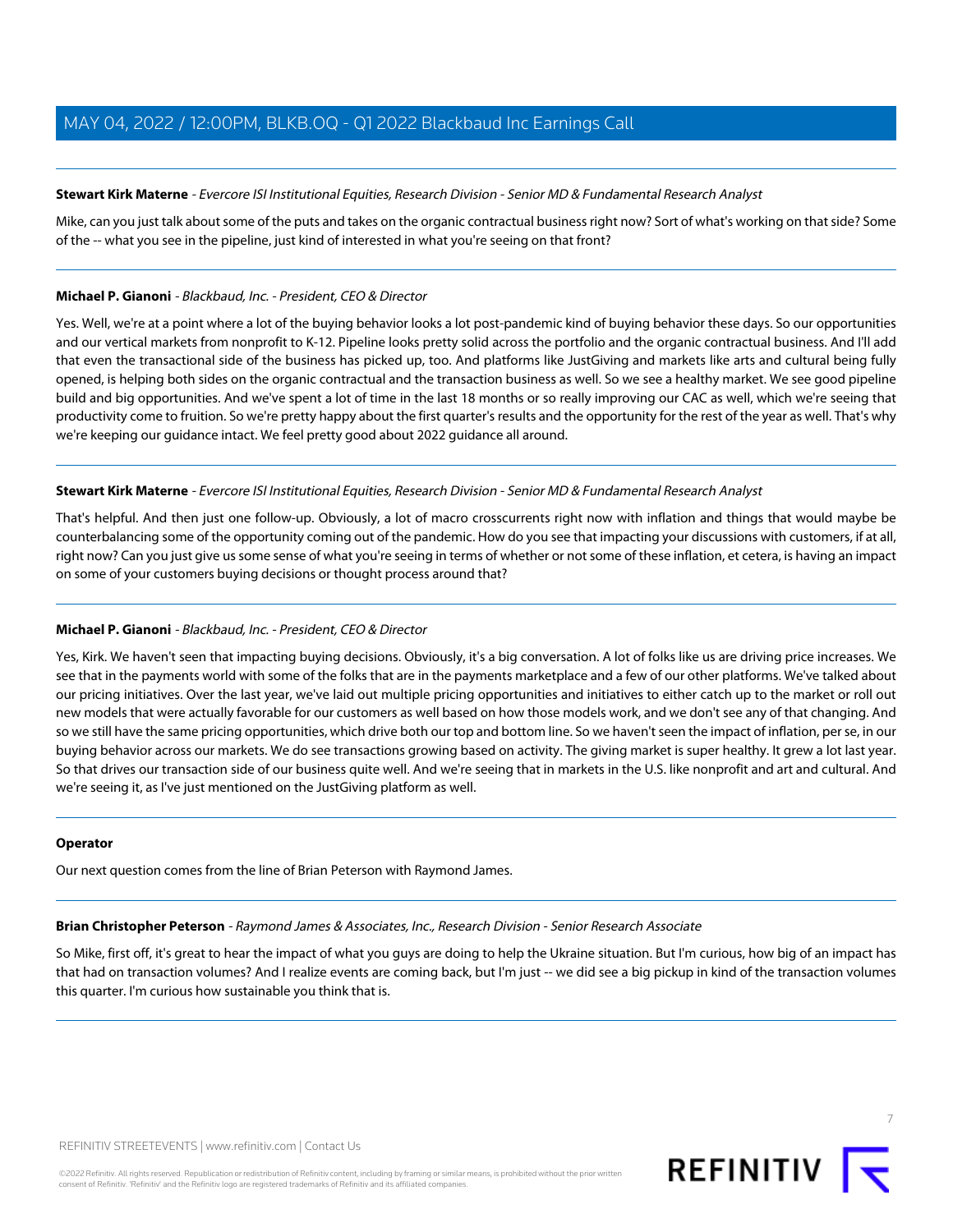**Stewart Kirk Materne** - *Evercore ISI Institutional Equities, Research Division - Senior MD & Fundamental Research Analyst*

Mike, can you just talk about some of the puts and takes on the organic contractual business right now? Sort of what's working on that side? Some of the -- what you see in the pipeline, just kind of interested in what you're seeing on that front?

---

**Michael P. Gianoni** - *Blackbaud, Inc. - President, CEO & Director*

Yes. Well, we're at a point where a lot of the buying behavior looks a lot post-pandemic kind of buying behavior these days. So our opportunities and our vertical markets from nonprofit to K-12. Pipeline looks pretty solid across the portfolio and the organic contractual business. And I'll add that even the transactional side of the business has picked up, too. And platforms like JustGiving and markets like arts and cultural being fully opened, is helping both sides on the organic contractual and the transaction business as well. So we see a healthy market. We see good pipeline build and big opportunities. And we've spent a lot of time in the last 18 months or so really improving our CAC as well, which we're seeing that productivity come to fruition. So we're pretty happy about the first quarter's results and the opportunity for the rest of the year as well. That's why we're keeping our guidance intact. We feel pretty good about 2022 guidance all around.

---

**Stewart Kirk Materne** - *Evercore ISI Institutional Equities, Research Division - Senior MD & Fundamental Research Analyst*

That's helpful. And then just one follow-up. Obviously, a lot of macro crosscurrents right now with inflation and things that would maybe be counterbalancing some of the opportunity coming out of the pandemic. How do you see that impacting your discussions with customers, if at all, right now? Can you just give us some sense of what you're seeing in terms of whether or not some of these inflation, et cetera, is having an impact on some of your customers buying decisions or thought process around that?

---

**Michael P. Gianoni** - *Blackbaud, Inc. - President, CEO & Director*

Yes, Kirk. We haven't seen that impacting buying decisions. Obviously, it's a big conversation. A lot of folks like us are driving price increases. We see that in the payments world with some of the folks that are in the payments marketplace and a few of our other platforms. We've talked about our pricing initiatives. Over the last year, we've laid out multiple pricing opportunities and initiatives to either catch up to the market or roll out new models that were actually favorable for our customers as well based on how those models work, and we don't see any of that changing. And so we still have the same pricing opportunities, which drive both our top and bottom line. So we haven't seen the impact of inflation, per se, in our buying behavior across our markets. We do see transactions growing based on activity. The giving market is super healthy. It grew a lot last year. So that drives our transaction side of our business quite well. And we're seeing that in markets in the U.S. like nonprofit and art and cultural. And we're seeing it, as I've just mentioned on the JustGiving platform as well.

---

**Operator**

Our next question comes from the line of Brian Peterson with Raymond James.

---

**Brian Christopher Peterson** - *Raymond James & Associates, Inc., Research Division - Senior Research Associate*

So Mike, first off, it's great to hear the impact of what you guys are doing to help the Ukraine situation. But I'm curious, how big of an impact has that had on transaction volumes? And I realize events are coming back, but I'm just -- we did see a big pickup in kind of the transaction volumes this quarter. I'm curious how sustainable you think that is.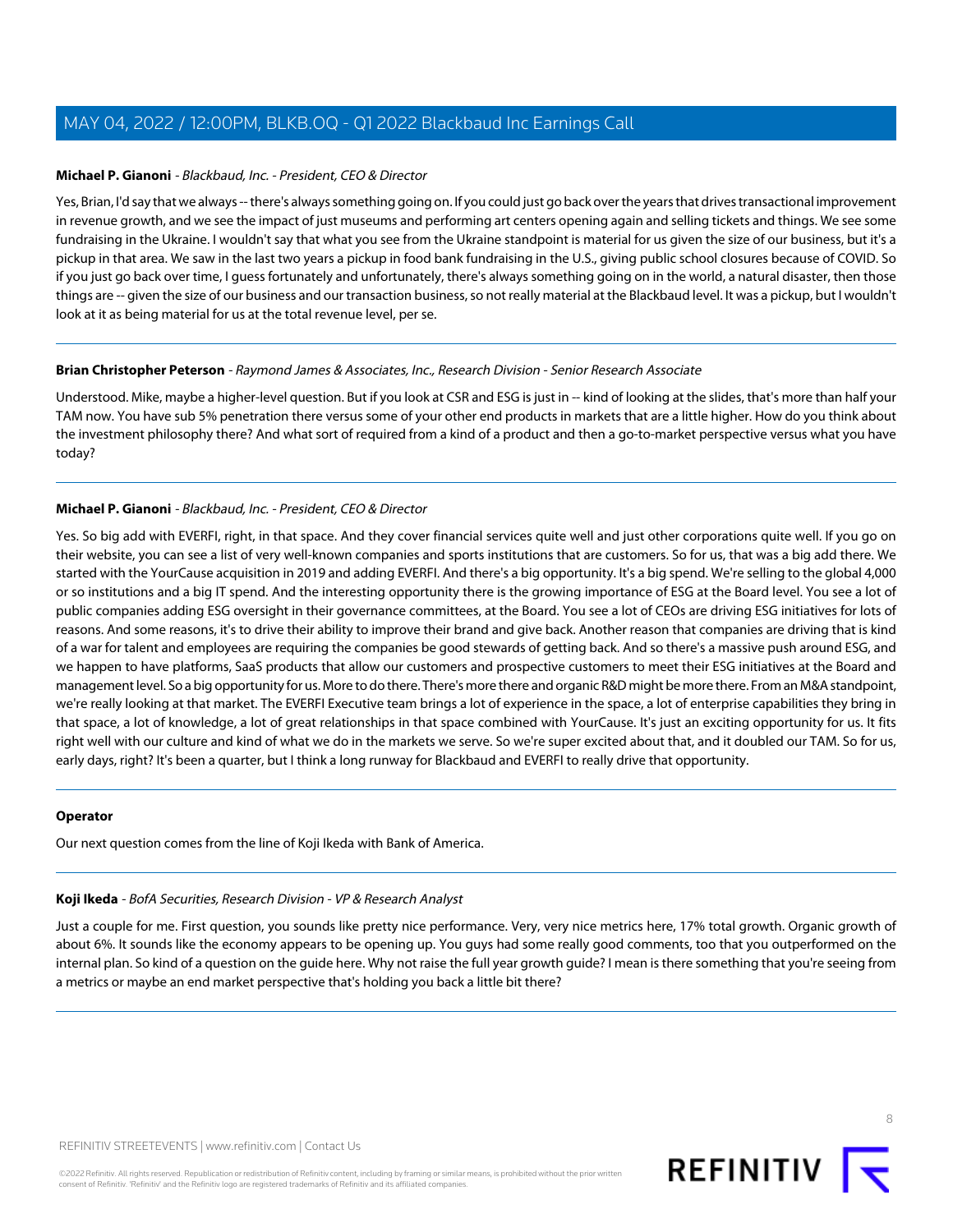**Michael P. Gianoni** - *Blackbaud, Inc. - President, CEO & Director*

Yes, Brian, I'd say that we always -- there's always something going on. If you could just go back over the years that drives transactional improvement in revenue growth, and we see the impact of just museums and performing art centers opening again and selling tickets and things. We see some fundraising in the Ukraine. I wouldn't say that what you see from the Ukraine standpoint is material for us given the size of our business, but it's a pickup in that area. We saw in the last two years a pickup in food bank fundraising in the U.S., giving public school closures because of COVID. So if you just go back over time, I guess fortunately and unfortunately, there's always something going on in the world, a natural disaster, then those things are -- given the size of our business and our transaction business, so not really material at the Blackbaud level. It was a pickup, but I wouldn't look at it as being material for us at the total revenue level, per se.

---

**Brian Christopher Peterson** - *Raymond James & Associates, Inc., Research Division - Senior Research Associate*

Understood. Mike, maybe a higher-level question. But if you look at CSR and ESG is just in -- kind of looking at the slides, that's more than half your TAM now. You have sub 5% penetration there versus some of your other end products in markets that are a little higher. How do you think about the investment philosophy there? And what sort of required from a kind of a product and then a go-to-market perspective versus what you have today?

---

**Michael P. Gianoni** - *Blackbaud, Inc. - President, CEO & Director*

Yes. So big add with EVERFI, right, in that space. And they cover financial services quite well and just other corporations quite well. If you go on their website, you can see a list of very well-known companies and sports institutions that are customers. So for us, that was a big add there. We started with the YourCause acquisition in 2019 and adding EVERFI. And there's a big opportunity. It's a big spend. We're selling to the global 4,000 or so institutions and a big IT spend. And the interesting opportunity there is the growing importance of ESG at the Board level. You see a lot of public companies adding ESG oversight in their governance committees, at the Board. You see a lot of CEOs are driving ESG initiatives for lots of reasons. And some reasons, it's to drive their ability to improve their brand and give back. Another reason that companies are driving that is kind of a war for talent and employees are requiring the companies be good stewards of getting back. And so there's a massive push around ESG, and we happen to have platforms, SaaS products that allow our customers and prospective customers to meet their ESG initiatives at the Board and management level. So a big opportunity for us. More to do there. There's more there and organic R&D might be more there. From an M&A standpoint, we're really looking at that market. The EVERFI Executive team brings a lot of experience in the space, a lot of enterprise capabilities they bring in that space, a lot of knowledge, a lot of great relationships in that space combined with YourCause. It's just an exciting opportunity for us. It fits right well with our culture and kind of what we do in the markets we serve. So we're super excited about that, and it doubled our TAM. So for us, early days, right? It's been a quarter, but I think a long runway for Blackbaud and EVERFI to really drive that opportunity.

---

**Operator**

Our next question comes from the line of Koji Ikeda with Bank of America.

---

**Koji Ikeda** - *BofA Securities, Research Division - VP & Research Analyst*

Just a couple for me. First question, you sounds like pretty nice performance. Very, very nice metrics here, 17% total growth. Organic growth of about 6%. It sounds like the economy appears to be opening up. You guys had some really good comments, too that you outperformed on the internal plan. So kind of a question on the guide here. Why not raise the full year growth guide? I mean is there something that you're seeing from a metrics or maybe an end market perspective that's holding you back a little bit there?

---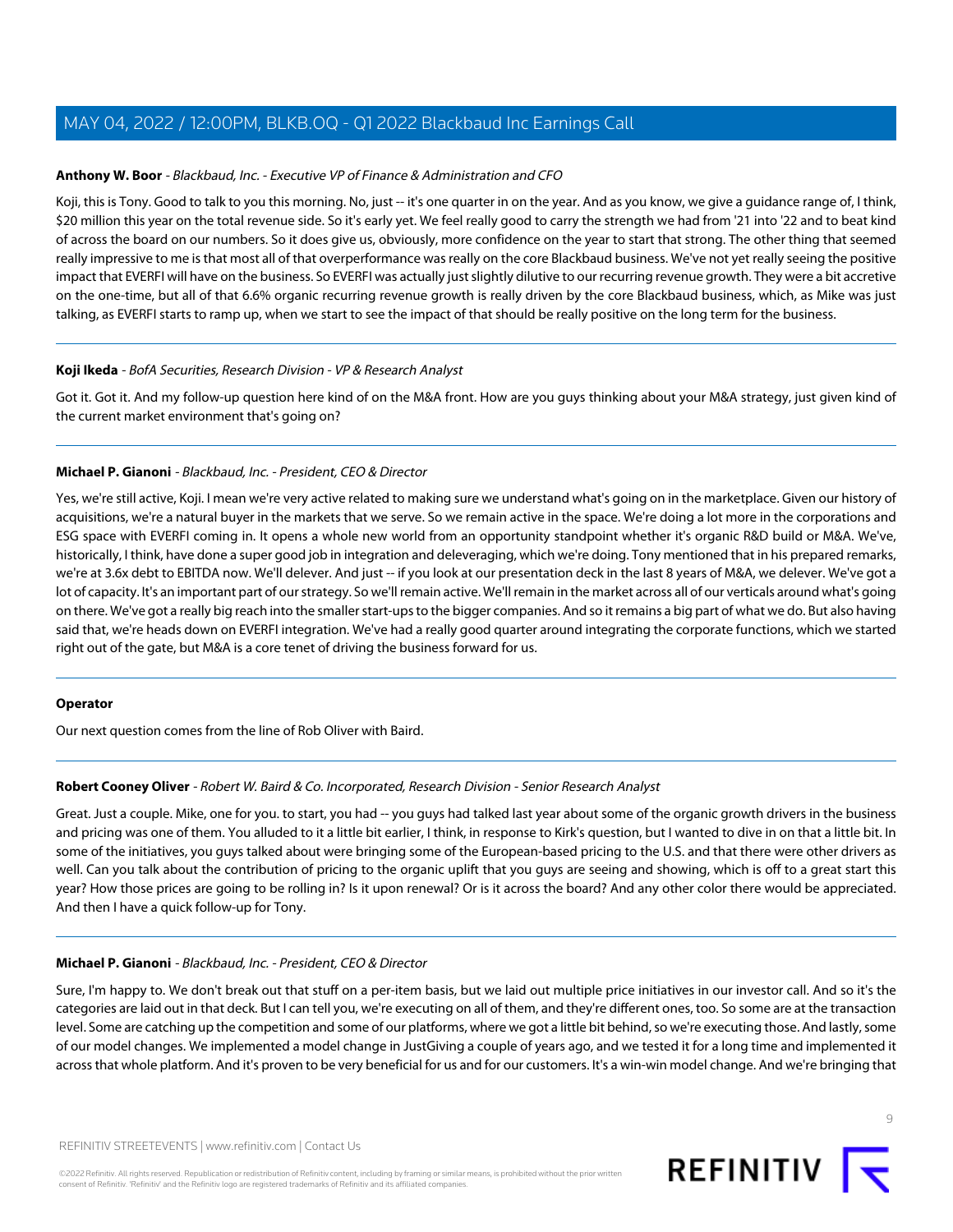**Anthony W. Boor** - *Blackbaud, Inc. - Executive VP of Finance & Administration and CFO*

Koji, this is Tony. Good to talk to you this morning. No, just -- it's one quarter in on the year. And as you know, we give a guidance range of, I think, $20 million this year on the total revenue side. So it's early yet. We feel really good to carry the strength we had from '21 into '22 and to beat kind of across the board on our numbers. So it does give us, obviously, more confidence on the year to start that strong. The other thing that seemed really impressive to me is that most all of that overperformance was really on the core Blackbaud business. We've not yet really seeing the positive impact that EVERFI will have on the business. So EVERFI was actually just slightly dilutive to our recurring revenue growth. They were a bit accretive on the one-time, but all of that 6.6% organic recurring revenue growth is really driven by the core Blackbaud business, which, as Mike was just talking, as EVERFI starts to ramp up, when we start to see the impact of that should be really positive on the long term for the business.

---

**Koji Ikeda** - *BofA Securities, Research Division - VP & Research Analyst*

Got it. Got it. And my follow-up question here kind of on the M&A front. How are you guys thinking about your M&A strategy, just given kind of the current market environment that's going on?

---

**Michael P. Gianoni** - *Blackbaud, Inc. - President, CEO & Director*

Yes, we're still active, Koji. I mean we're very active related to making sure we understand what's going on in the marketplace. Given our history of acquisitions, we're a natural buyer in the markets that we serve. So we remain active in the space. We're doing a lot more in the corporations and ESG space with EVERFI coming in. It opens a whole new world from an opportunity standpoint whether it's organic R&D build or M&A. We've, historically, I think, have done a super good job in integration and deleveraging, which we're doing. Tony mentioned that in his prepared remarks, we're at 3.6x debt to EBITDA now. We'll delever. And just -- if you look at our presentation deck in the last 8 years of M&A, we delever. We've got a lot of capacity. It's an important part of our strategy. So we'll remain active. We'll remain in the market across all of our verticals around what's going on there. We've got a really big reach into the smaller start-ups to the bigger companies. And so it remains a big part of what we do. But also having said that, we're heads down on EVERFI integration. We've had a really good quarter around integrating the corporate functions, which we started right out of the gate, but M&A is a core tenet of driving the business forward for us.

---

**Operator**

Our next question comes from the line of Rob Oliver with Baird.

---

**Robert Cooney Oliver** - *Robert W. Baird & Co. Incorporated, Research Division - Senior Research Analyst*

Great. Just a couple. Mike, one for you. to start, you had -- you guys had talked last year about some of the organic growth drivers in the business and pricing was one of them. You alluded to it a little bit earlier, I think, in response to Kirk's question, but I wanted to dive in on that a little bit. In some of the initiatives, you guys talked about were bringing some of the European-based pricing to the U.S. and that there were other drivers as well. Can you talk about the contribution of pricing to the organic uplift that you guys are seeing and showing, which is off to a great start this year? How those prices are going to be rolling in? Is it upon renewal? Or is it across the board? And any other color there would be appreciated. And then I have a quick follow-up for Tony.

---

**Michael P. Gianoni** - *Blackbaud, Inc. - President, CEO & Director*

Sure, I'm happy to. We don't break out that stuff on a per-item basis, but we laid out multiple price initiatives in our investor call. And so it's the categories are laid out in that deck. But I can tell you, we're executing on all of them, and they're different ones, too. So some are at the transaction level. Some are catching up the competition and some of our platforms, where we got a little bit behind, so we're executing those. And lastly, some of our model changes. We implemented a model change in JustGiving a couple of years ago, and we tested it for a long time and implemented it across that whole platform. And it's proven to be very beneficial for us and for our customers. It's a win-win model change. And we're bringing that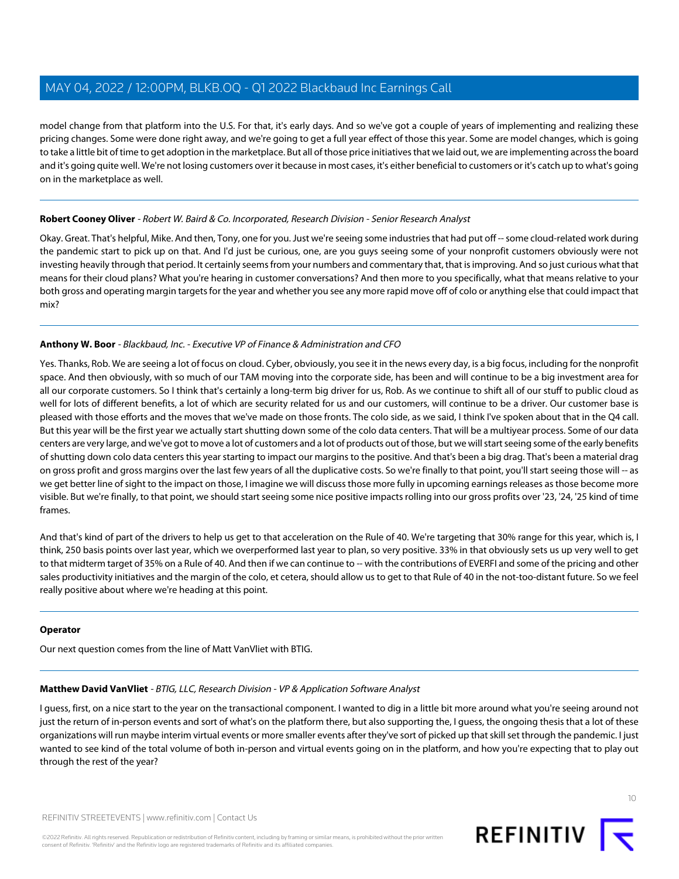model change from that platform into the U.S. For that, it's early days. And so we've got a couple of years of implementing and realizing these pricing changes. Some were done right away, and we're going to get a full year effect of those this year. Some are model changes, which is going to take a little bit of time to get adoption in the marketplace. But all of those price initiatives that we laid out, we are implementing across the board and it's going quite well. We're not losing customers over it because in most cases, it's either beneficial to customers or it's catch up to what's going on in the marketplace as well.

---

**Robert Cooney Oliver** - *Robert W. Baird & Co. Incorporated, Research Division - Senior Research Analyst*

Okay. Great. That's helpful, Mike. And then, Tony, one for you. Just we're seeing some industries that had put off -- some cloud-related work during the pandemic start to pick up on that. And I'd just be curious, one, are you guys seeing some of your nonprofit customers obviously were not investing heavily through that period. It certainly seems from your numbers and commentary that, that is improving. And so just curious what that means for their cloud plans? What you're hearing in customer conversations? And then more to you specifically, what that means relative to your both gross and operating margin targets for the year and whether you see any more rapid move off of colo or anything else that could impact that mix?

---

**Anthony W. Boor** - *Blackbaud, Inc. - Executive VP of Finance & Administration and CFO*

Yes. Thanks, Rob. We are seeing a lot of focus on cloud. Cyber, obviously, you see it in the news every day, is a big focus, including for the nonprofit space. And then obviously, with so much of our TAM moving into the corporate side, has been and will continue to be a big investment area for all our corporate customers. So I think that's certainly a long-term big driver for us, Rob. As we continue to shift all of our stuff to public cloud as well for lots of different benefits, a lot of which are security related for us and our customers, will continue to be a driver. Our customer base is pleased with those efforts and the moves that we've made on those fronts. The colo side, as we said, I think I've spoken about that in the Q4 call. But this year will be the first year we actually start shutting down some of the colo data centers. That will be a multiyear process. Some of our data centers are very large, and we've got to move a lot of customers and a lot of products out of those, but we will start seeing some of the early benefits of shutting down colo data centers this year starting to impact our margins to the positive. And that's been a big drag. That's been a material drag on gross profit and gross margins over the last few years of all the duplicative costs. So we're finally to that point, you'll start seeing those will -- as we get better line of sight to the impact on those, I imagine we will discuss those more fully in upcoming earnings releases as those become more visible. But we're finally, to that point, we should start seeing some nice positive impacts rolling into our gross profits over '23, '24, '25 kind of time frames.

And that's kind of part of the drivers to help us get to that acceleration on the Rule of 40. We're targeting that 30% range for this year, which is, I think, 250 basis points over last year, which we overperformed last year to plan, so very positive. 33% in that obviously sets us up very well to get to that midterm target of 35% on a Rule of 40. And then if we can continue to -- with the contributions of EVERFI and some of the pricing and other sales productivity initiatives and the margin of the colo, et cetera, should allow us to get to that Rule of 40 in the not-too-distant future. So we feel really positive about where we're heading at this point.

---

**Operator**

Our next question comes from the line of Matt VanVliet with BTIG.

---

**Matthew David VanVliet** - *BTIG, LLC, Research Division - VP & Application Software Analyst*

I guess, first, on a nice start to the year on the transactional component. I wanted to dig in a little bit more around what you're seeing around not just the return of in-person events and sort of what's on the platform there, but also supporting the, I guess, the ongoing thesis that a lot of these organizations will run maybe interim virtual events or more smaller events after they've sort of picked up that skill set through the pandemic. I just wanted to see kind of the total volume of both in-person and virtual events going on in the platform, and how you're expecting that to play out through the rest of the year?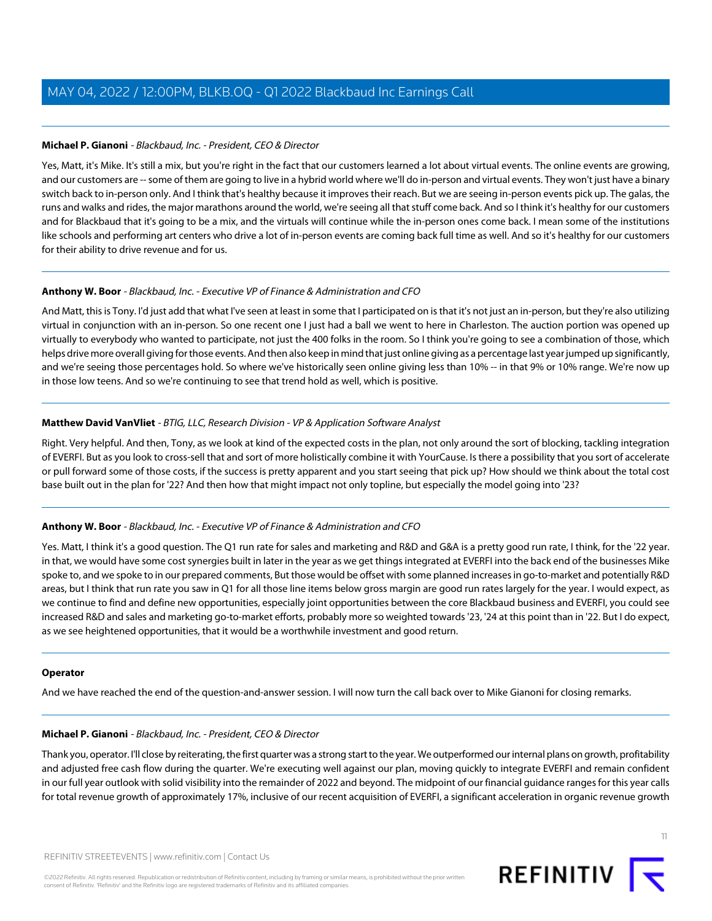**Michael P. Gianoni** - *Blackbaud, Inc. - President, CEO & Director*

Yes, Matt, it's Mike. It's still a mix, but you're right in the fact that our customers learned a lot about virtual events. The online events are growing, and our customers are -- some of them are going to live in a hybrid world where we'll do in-person and virtual events. They won't just have a binary switch back to in-person only. And I think that's healthy because it improves their reach. But we are seeing in-person events pick up. The galas, the runs and walks and rides, the major marathons around the world, we're seeing all that stuff come back. And so I think it's healthy for our customers and for Blackbaud that it's going to be a mix, and the virtuals will continue while the in-person ones come back. I mean some of the institutions like schools and performing art centers who drive a lot of in-person events are coming back full time as well. And so it's healthy for our customers for their ability to drive revenue and for us.

---

**Anthony W. Boor** - *Blackbaud, Inc. - Executive VP of Finance & Administration and CFO*

And Matt, this is Tony. I'd just add that what I've seen at least in some that I participated on is that it's not just an in-person, but they're also utilizing virtual in conjunction with an in-person. So one recent one I just had a ball we went to here in Charleston. The auction portion was opened up virtually to everybody who wanted to participate, not just the 400 folks in the room. So I think you're going to see a combination of those, which helps drive more overall giving for those events. And then also keep in mind that just online giving as a percentage last year jumped up significantly, and we're seeing those percentages hold. So where we've historically seen online giving less than 10% -- in that 9% or 10% range. We're now up in those low teens. And so we're continuing to see that trend hold as well, which is positive.

---

**Matthew David VanVliet** - *BTIG, LLC, Research Division - VP & Application Software Analyst*

Right. Very helpful. And then, Tony, as we look at kind of the expected costs in the plan, not only around the sort of blocking, tackling integration of EVERFI. But as you look to cross-sell that and sort of more holistically combine it with YourCause. Is there a possibility that you sort of accelerate or pull forward some of those costs, if the success is pretty apparent and you start seeing that pick up? How should we think about the total cost base built out in the plan for '22? And then how that might impact not only topline, but especially the model going into '23?

---

**Anthony W. Boor** - *Blackbaud, Inc. - Executive VP of Finance & Administration and CFO*

Yes. Matt, I think it's a good question. The Q1 run rate for sales and marketing and R&D and G&A is a pretty good run rate, I think, for the '22 year. in that, we would have some cost synergies built in later in the year as we get things integrated at EVERFI into the back end of the businesses Mike spoke to, and we spoke to in our prepared comments, But those would be offset with some planned increases in go-to-market and potentially R&D areas, but I think that run rate you saw in Q1 for all those line items below gross margin are good run rates largely for the year. I would expect, as we continue to find and define new opportunities, especially joint opportunities between the core Blackbaud business and EVERFI, you could see increased R&D and sales and marketing go-to-market efforts, probably more so weighted towards '23, '24 at this point than in '22. But I do expect, as we see heightened opportunities, that it would be a worthwhile investment and good return.

---

**Operator**

And we have reached the end of the question-and-answer session. I will now turn the call back over to Mike Gianoni for closing remarks.

---

**Michael P. Gianoni** - *Blackbaud, Inc. - President, CEO & Director*

Thank you, operator. I'll close by reiterating, the first quarter was a strong start to the year. We outperformed our internal plans on growth, profitability and adjusted free cash flow during the quarter. We're executing well against our plan, moving quickly to integrate EVERFI and remain confident in our full year outlook with solid visibility into the remainder of 2022 and beyond. The midpoint of our financial guidance ranges for this year calls for total revenue growth of approximately 17%, inclusive of our recent acquisition of EVERFI, a significant acceleration in organic revenue growth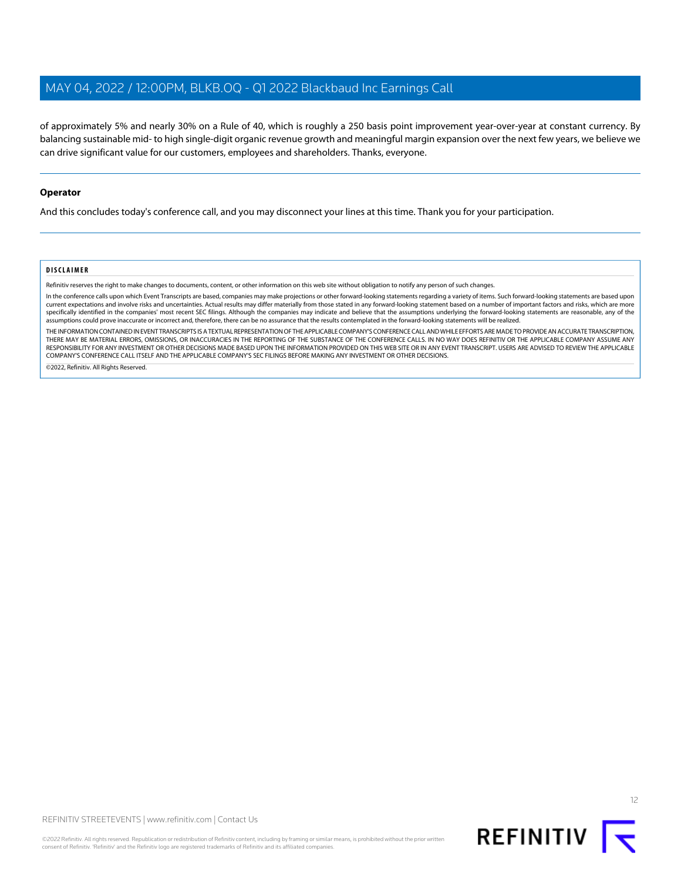of approximately 5% and nearly 30% on a Rule of 40, which is roughly a 250 basis point improvement year-over-year at constant currency. By balancing sustainable mid- to high single-digit organic revenue growth and meaningful margin expansion over the next few years, we believe we can drive significant value for our customers, employees and shareholders. Thanks, everyone.

---

**Operator**

And this concludes today's conference call, and you may disconnect your lines at this time. Thank you for your participation.

---

**DISCLAIMER**

Refinitiv reserves the right to make changes to documents, content, or other information on this web site without obligation to notify any person of such changes.

In the conference calls upon which Event Transcripts are based, companies may make projections or other forward-looking statements regarding a variety of items. Such forward-looking statements are based upon current expectations and involve risks and uncertainties. Actual results may differ materially from those stated in any forward-looking statement based on a number of important factors and risks, which are more specifically identified in the companies' most recent SEC filings. Although the companies may indicate and believe that the assumptions underlying the forward-looking statements are reasonable, any of the assumptions could prove inaccurate or incorrect and, therefore, there can be no assurance that the results contemplated in the forward-looking statements will be realized.

THE INFORMATION CONTAINED IN EVENT TRANSCRIPTS IS A TEXTUAL REPRESENTATION OF THE APPLICABLE COMPANY'S CONFERENCE CALL AND WHILE EFFORTS ARE MADE TO PROVIDE AN ACCURATE TRANSCRIPTION, THERE MAY BE MATERIAL ERRORS, OMISSIONS, OR INACCURACIES IN THE REPORTING OF THE SUBSTANCE OF THE CONFERENCE CALLS. IN NO WAY DOES REFINITIV OR THE APPLICABLE COMPANY ASSUME ANY RESPONSIBILITY FOR ANY INVESTMENT OR OTHER DECISIONS MADE BASED UPON THE INFORMATION PROVIDED ON THIS WEB SITE OR IN ANY EVENT TRANSCRIPT. USERS ARE ADVISED TO REVIEW THE APPLICABLE COMPANY'S CONFERENCE CALL ITSELF AND THE APPLICABLE COMPANY'S SEC FILINGS BEFORE MAKING ANY INVESTMENT OR OTHER DECISIONS.

©2022, Refinitiv. All Rights Reserved.